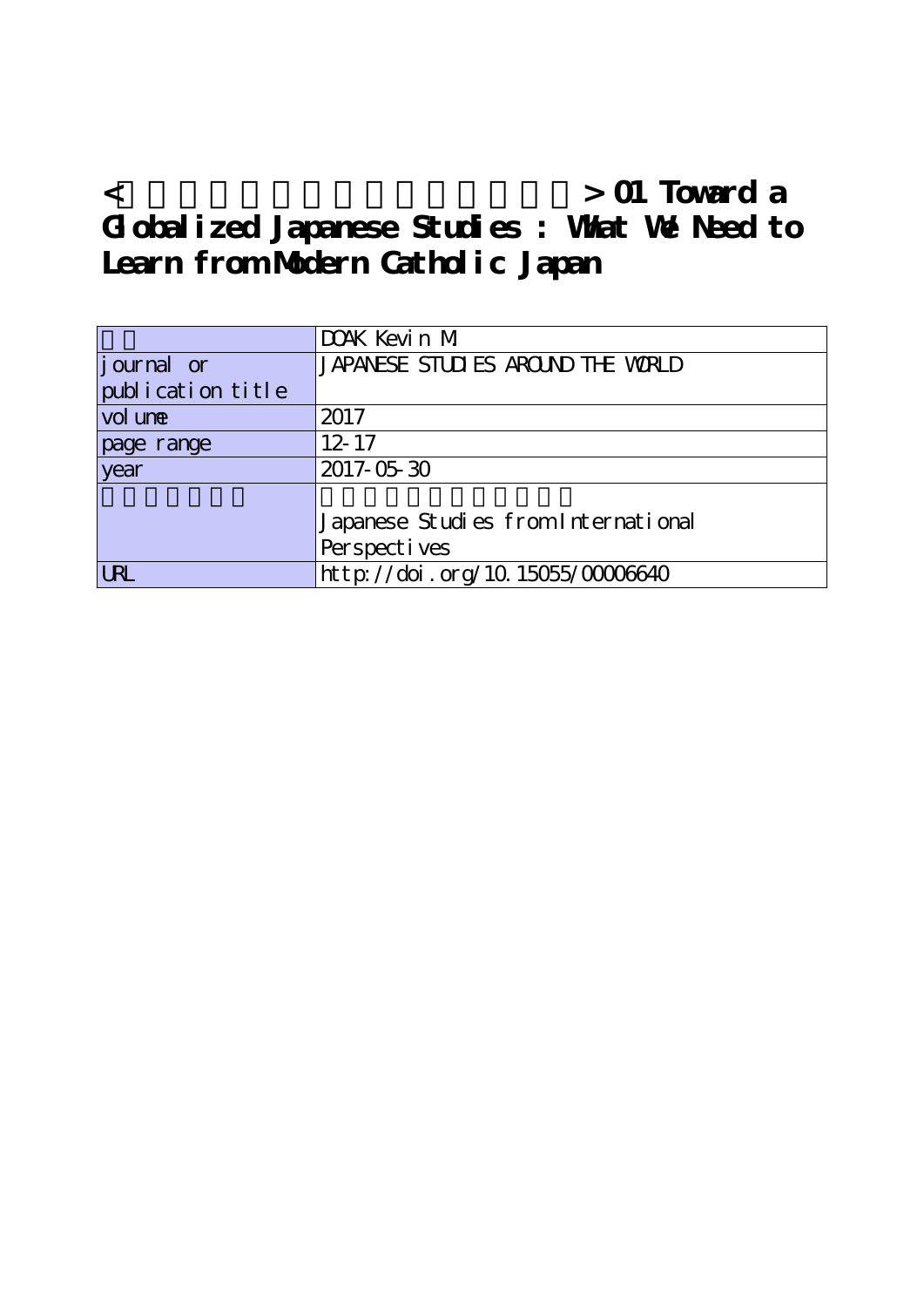# < > 01 Toward a Globalized Japanese Studies : What We Need to Learn from Modern Catholic Japan

| | |
|---|---|
| | DOAK Kevin M. |
| journal or publication title | JAPANESE STUDIES AROUND THE WORLD |
| volume | 2017 |
| page range | 12-17 |
| year | 2017-05-30 |
| | Japanese Studies from International Perspectives |
| URL | http://doi.org/10.15055/00006640 |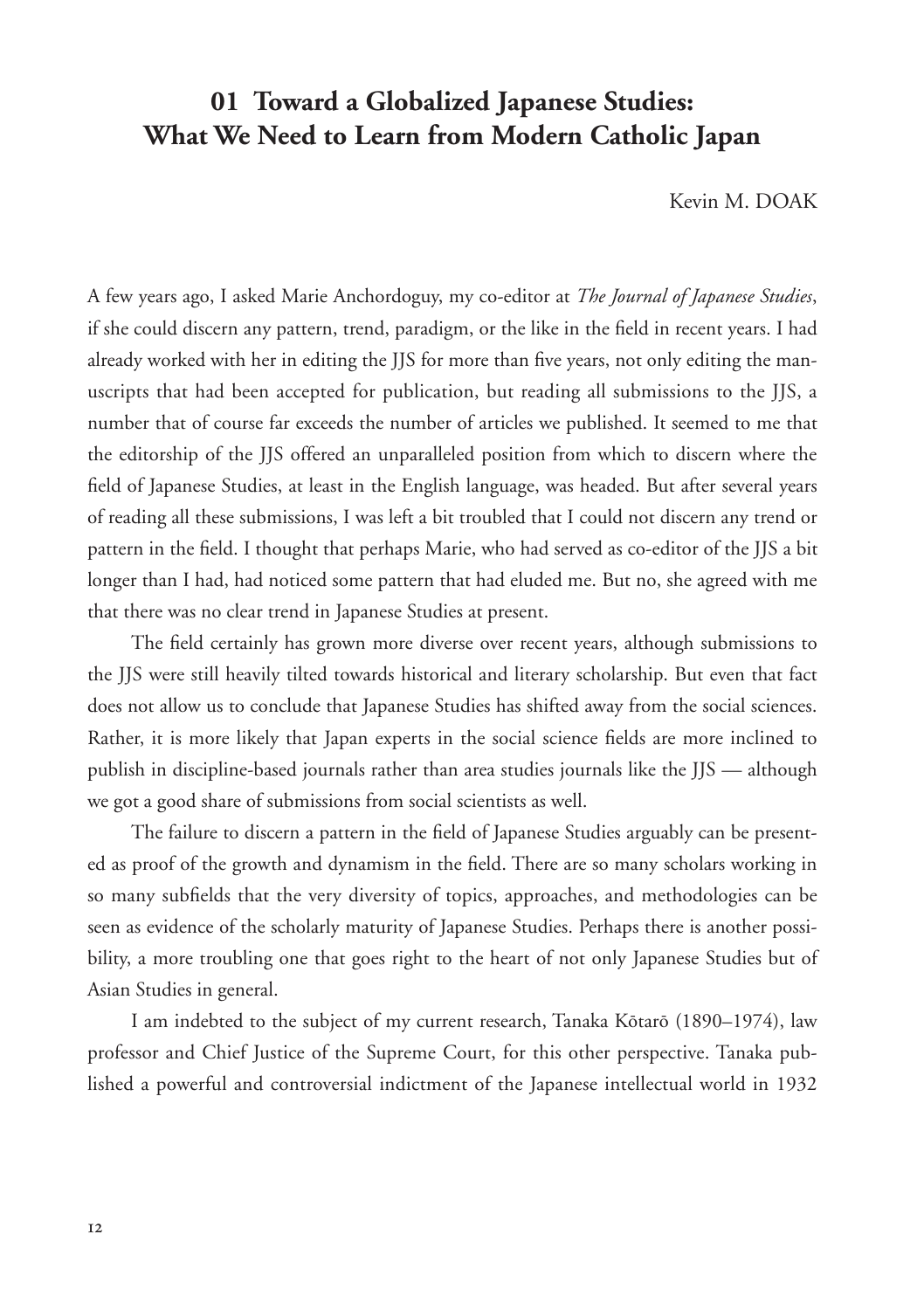# 01 Toward a Globalized Japanese Studies: What We Need to Learn from Modern Catholic Japan

Kevin M. DOAK

A few years ago, I asked Marie Anchordoguy, my co-editor at *The Journal of Japanese Studies*, if she could discern any pattern, trend, paradigm, or the like in the field in recent years. I had already worked with her in editing the JJS for more than five years, not only editing the manuscripts that had been accepted for publication, but reading all submissions to the JJS, a number that of course far exceeds the number of articles we published. It seemed to me that the editorship of the JJS offered an unparalleled position from which to discern where the field of Japanese Studies, at least in the English language, was headed. But after several years of reading all these submissions, I was left a bit troubled that I could not discern any trend or pattern in the field. I thought that perhaps Marie, who had served as co-editor of the JJS a bit longer than I had, had noticed some pattern that had eluded me. But no, she agreed with me that there was no clear trend in Japanese Studies at present.

The field certainly has grown more diverse over recent years, although submissions to the JJS were still heavily tilted towards historical and literary scholarship. But even that fact does not allow us to conclude that Japanese Studies has shifted away from the social sciences. Rather, it is more likely that Japan experts in the social science fields are more inclined to publish in discipline-based journals rather than area studies journals like the JJS — although we got a good share of submissions from social scientists as well.

The failure to discern a pattern in the field of Japanese Studies arguably can be presented as proof of the growth and dynamism in the field. There are so many scholars working in so many subfields that the very diversity of topics, approaches, and methodologies can be seen as evidence of the scholarly maturity of Japanese Studies. Perhaps there is another possibility, a more troubling one that goes right to the heart of not only Japanese Studies but of Asian Studies in general.

I am indebted to the subject of my current research, Tanaka Kōtarō (1890–1974), law professor and Chief Justice of the Supreme Court, for this other perspective. Tanaka published a powerful and controversial indictment of the Japanese intellectual world in 1932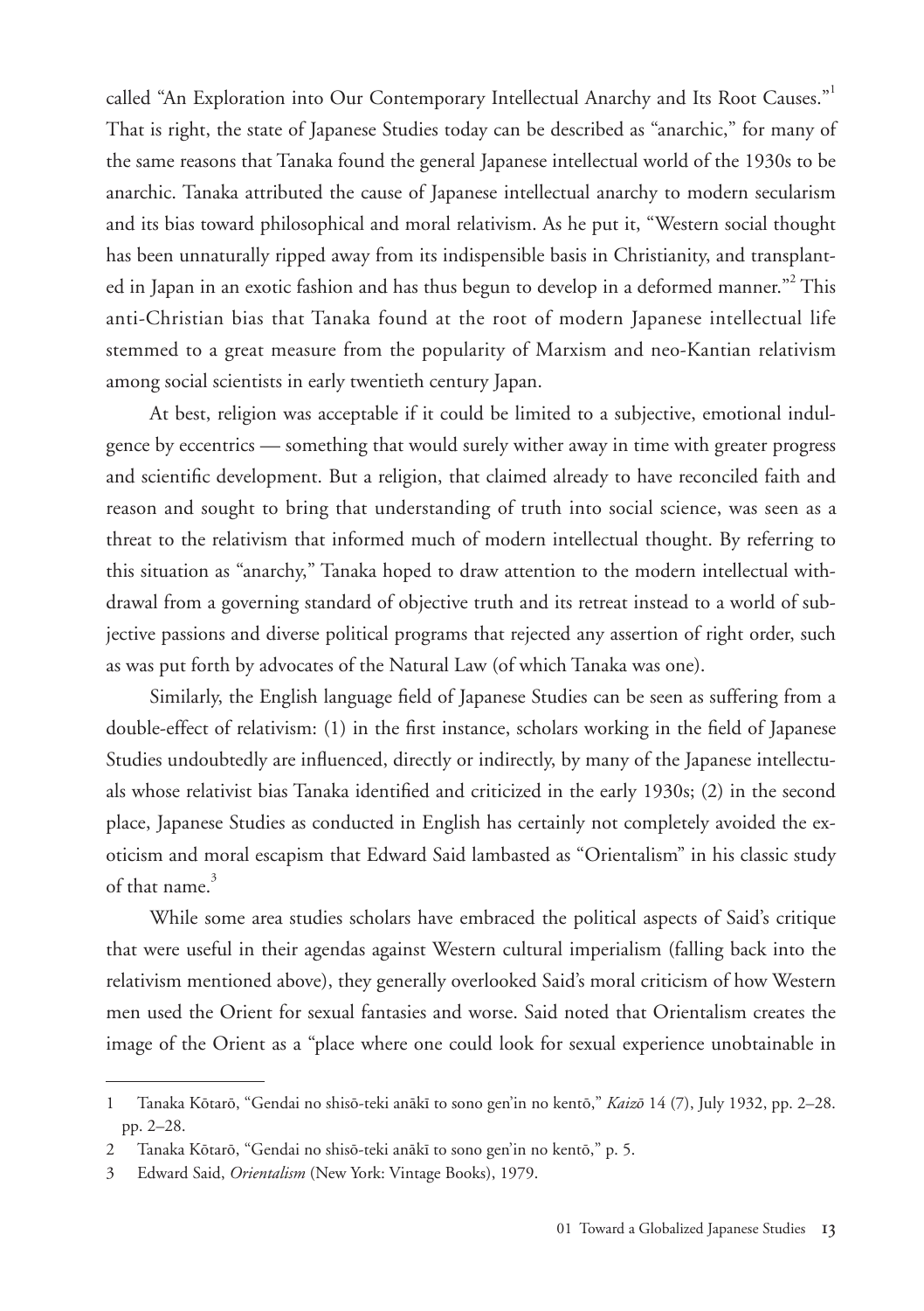called "An Exploration into Our Contemporary Intellectual Anarchy and Its Root Causes."[1] That is right, the state of Japanese Studies today can be described as "anarchic," for many of the same reasons that Tanaka found the general Japanese intellectual world of the 1930s to be anarchic. Tanaka attributed the cause of Japanese intellectual anarchy to modern secularism and its bias toward philosophical and moral relativism. As he put it, "Western social thought has been unnaturally ripped away from its indispensible basis in Christianity, and transplanted in Japan in an exotic fashion and has thus begun to develop in a deformed manner."[2] This anti-Christian bias that Tanaka found at the root of modern Japanese intellectual life stemmed to a great measure from the popularity of Marxism and neo-Kantian relativism among social scientists in early twentieth century Japan.

At best, religion was acceptable if it could be limited to a subjective, emotional indulgence by eccentrics — something that would surely wither away in time with greater progress and scientific development. But a religion, that claimed already to have reconciled faith and reason and sought to bring that understanding of truth into social science, was seen as a threat to the relativism that informed much of modern intellectual thought. By referring to this situation as "anarchy," Tanaka hoped to draw attention to the modern intellectual withdrawal from a governing standard of objective truth and its retreat instead to a world of subjective passions and diverse political programs that rejected any assertion of right order, such as was put forth by advocates of the Natural Law (of which Tanaka was one).

Similarly, the English language field of Japanese Studies can be seen as suffering from a double-effect of relativism: (1) in the first instance, scholars working in the field of Japanese Studies undoubtedly are influenced, directly or indirectly, by many of the Japanese intellectuals whose relativist bias Tanaka identified and criticized in the early 1930s; (2) in the second place, Japanese Studies as conducted in English has certainly not completely avoided the exoticism and moral escapism that Edward Said lambasted as "Orientalism" in his classic study of that name.[3]

While some area studies scholars have embraced the political aspects of Said's critique that were useful in their agendas against Western cultural imperialism (falling back into the relativism mentioned above), they generally overlooked Said's moral criticism of how Western men used the Orient for sexual fantasies and worse. Said noted that Orientalism creates the image of the Orient as a "place where one could look for sexual experience unobtainable in

---

1 Tanaka Kōtarō, "Gendai no shisō-teki anākī to sono gen'in no kentō," *Kaizō* 14 (7), July 1932, pp. 2–28. pp. 2–28.

2 Tanaka Kōtarō, "Gendai no shisō-teki anākī to sono gen'in no kentō," p. 5.

3 Edward Said, *Orientalism* (New York: Vintage Books), 1979.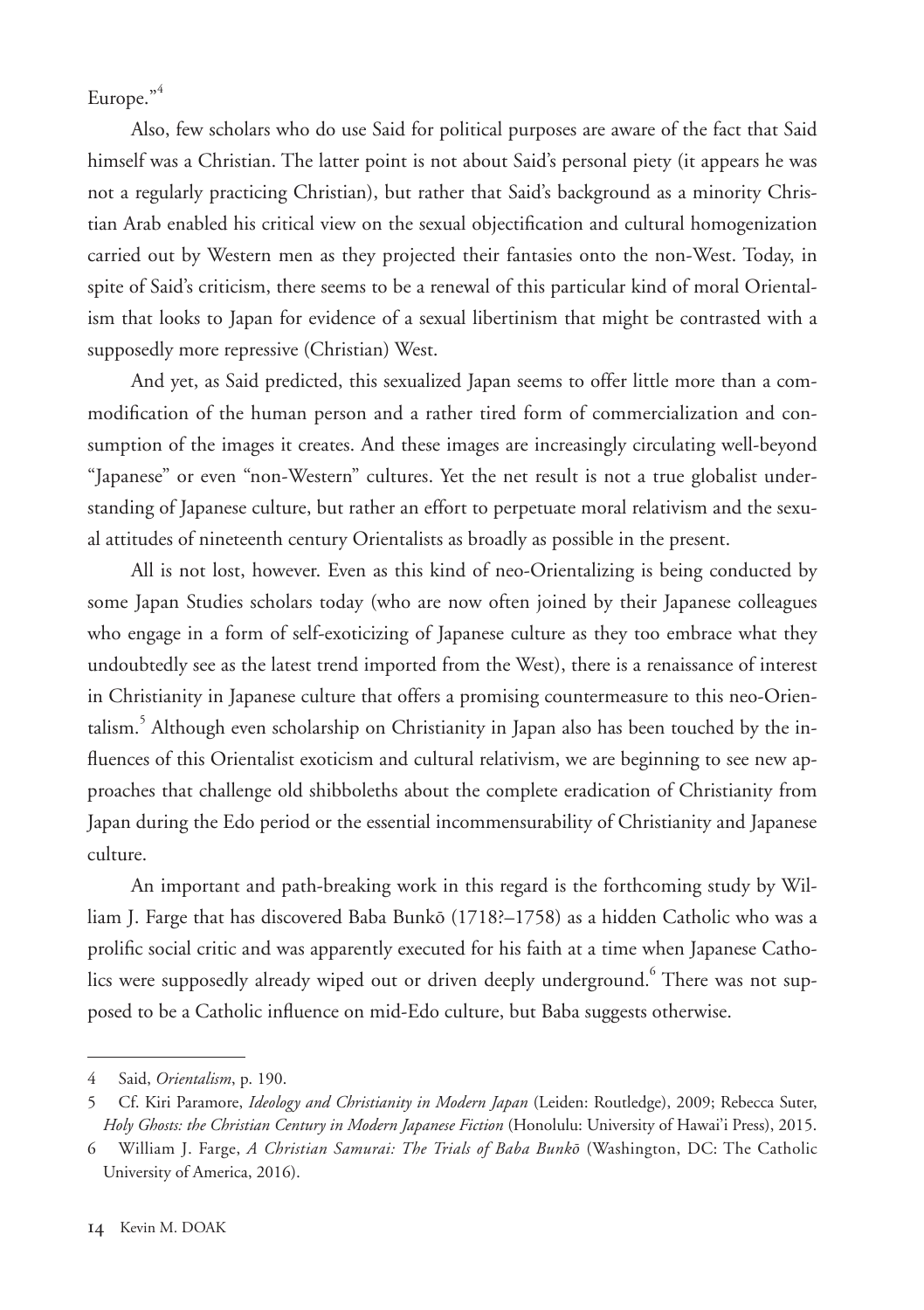Europe."[4]

Also, few scholars who do use Said for political purposes are aware of the fact that Said himself was a Christian. The latter point is not about Said's personal piety (it appears he was not a regularly practicing Christian), but rather that Said's background as a minority Christian Arab enabled his critical view on the sexual objectification and cultural homogenization carried out by Western men as they projected their fantasies onto the non-West. Today, in spite of Said's criticism, there seems to be a renewal of this particular kind of moral Orientalism that looks to Japan for evidence of a sexual libertinism that might be contrasted with a supposedly more repressive (Christian) West.

And yet, as Said predicted, this sexualized Japan seems to offer little more than a commodification of the human person and a rather tired form of commercialization and consumption of the images it creates. And these images are increasingly circulating well-beyond "Japanese" or even "non-Western" cultures. Yet the net result is not a true globalist understanding of Japanese culture, but rather an effort to perpetuate moral relativism and the sexual attitudes of nineteenth century Orientalists as broadly as possible in the present.

All is not lost, however. Even as this kind of neo-Orientalizing is being conducted by some Japan Studies scholars today (who are now often joined by their Japanese colleagues who engage in a form of self-exoticizing of Japanese culture as they too embrace what they undoubtedly see as the latest trend imported from the West), there is a renaissance of interest in Christianity in Japanese culture that offers a promising countermeasure to this neo-Orientalism.[5] Although even scholarship on Christianity in Japan also has been touched by the influences of this Orientalist exoticism and cultural relativism, we are beginning to see new approaches that challenge old shibboleths about the complete eradication of Christianity from Japan during the Edo period or the essential incommensurability of Christianity and Japanese culture.

An important and path-breaking work in this regard is the forthcoming study by William J. Farge that has discovered Baba Bunkō (1718?–1758) as a hidden Catholic who was a prolific social critic and was apparently executed for his faith at a time when Japanese Catholics were supposedly already wiped out or driven deeply underground.[6] There was not supposed to be a Catholic influence on mid-Edo culture, but Baba suggests otherwise.

---

4 Said, *Orientalism*, p. 190.

5 Cf. Kiri Paramore, *Ideology and Christianity in Modern Japan* (Leiden: Routledge), 2009; Rebecca Suter, *Holy Ghosts: the Christian Century in Modern Japanese Fiction* (Honolulu: University of Hawai'i Press), 2015.

6 William J. Farge, *A Christian Samurai: The Trials of Baba Bunkō* (Washington, DC: The Catholic University of America, 2016).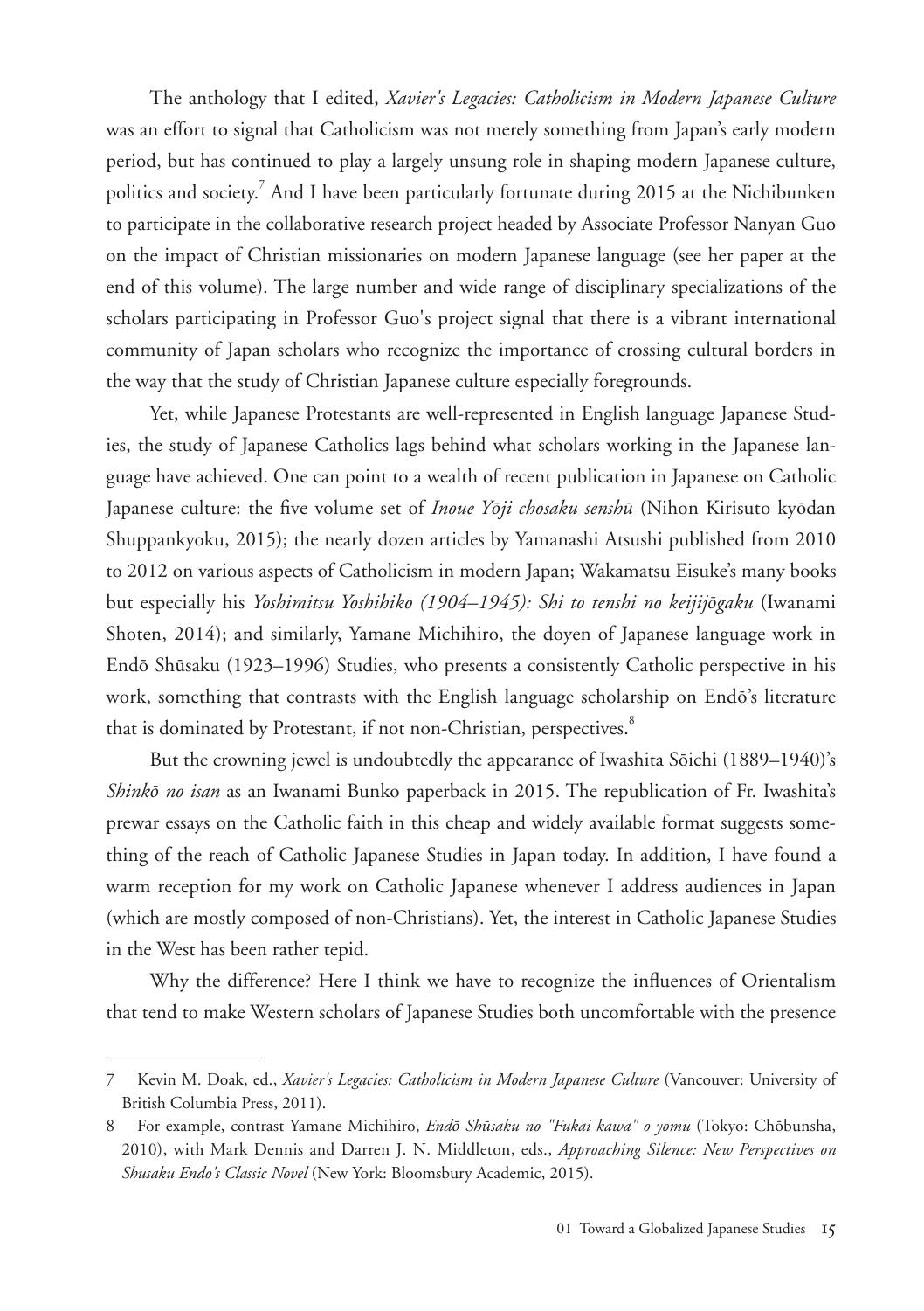The anthology that I edited, *Xavier's Legacies: Catholicism in Modern Japanese Culture* was an effort to signal that Catholicism was not merely something from Japan's early modern period, but has continued to play a largely unsung role in shaping modern Japanese culture, politics and society.[7] And I have been particularly fortunate during 2015 at the Nichibunken to participate in the collaborative research project headed by Associate Professor Nanyan Guo on the impact of Christian missionaries on modern Japanese language (see her paper at the end of this volume). The large number and wide range of disciplinary specializations of the scholars participating in Professor Guo's project signal that there is a vibrant international community of Japan scholars who recognize the importance of crossing cultural borders in the way that the study of Christian Japanese culture especially foregrounds.

Yet, while Japanese Protestants are well-represented in English language Japanese Studies, the study of Japanese Catholics lags behind what scholars working in the Japanese language have achieved. One can point to a wealth of recent publication in Japanese on Catholic Japanese culture: the five volume set of *Inoue Yōji chosaku senshū* (Nihon Kirisuto kyōdan Shuppankyoku, 2015); the nearly dozen articles by Yamanashi Atsushi published from 2010 to 2012 on various aspects of Catholicism in modern Japan; Wakamatsu Eisuke's many books but especially his *Yoshimitsu Yoshihiko (1904–1945): Shi to tenshi no keijijōgaku* (Iwanami Shoten, 2014); and similarly, Yamane Michihiro, the doyen of Japanese language work in Endō Shūsaku (1923–1996) Studies, who presents a consistently Catholic perspective in his work, something that contrasts with the English language scholarship on Endō's literature that is dominated by Protestant, if not non-Christian, perspectives.[8]

But the crowning jewel is undoubtedly the appearance of Iwashita Sōichi (1889–1940)'s *Shinkō no isan* as an Iwanami Bunko paperback in 2015. The republication of Fr. Iwashita's prewar essays on the Catholic faith in this cheap and widely available format suggests something of the reach of Catholic Japanese Studies in Japan today. In addition, I have found a warm reception for my work on Catholic Japanese whenever I address audiences in Japan (which are mostly composed of non-Christians). Yet, the interest in Catholic Japanese Studies in the West has been rather tepid.

Why the difference? Here I think we have to recognize the influences of Orientalism that tend to make Western scholars of Japanese Studies both uncomfortable with the presence

---

7 Kevin M. Doak, ed., *Xavier's Legacies: Catholicism in Modern Japanese Culture* (Vancouver: University of British Columbia Press, 2011).

8 For example, contrast Yamane Michihiro, *Endō Shūsaku no "Fukai kawa" o yomu* (Tokyo: Chōbunsha, 2010), with Mark Dennis and Darren J. N. Middleton, eds., *Approaching Silence: New Perspectives on Shusaku Endo's Classic Novel* (New York: Bloomsbury Academic, 2015).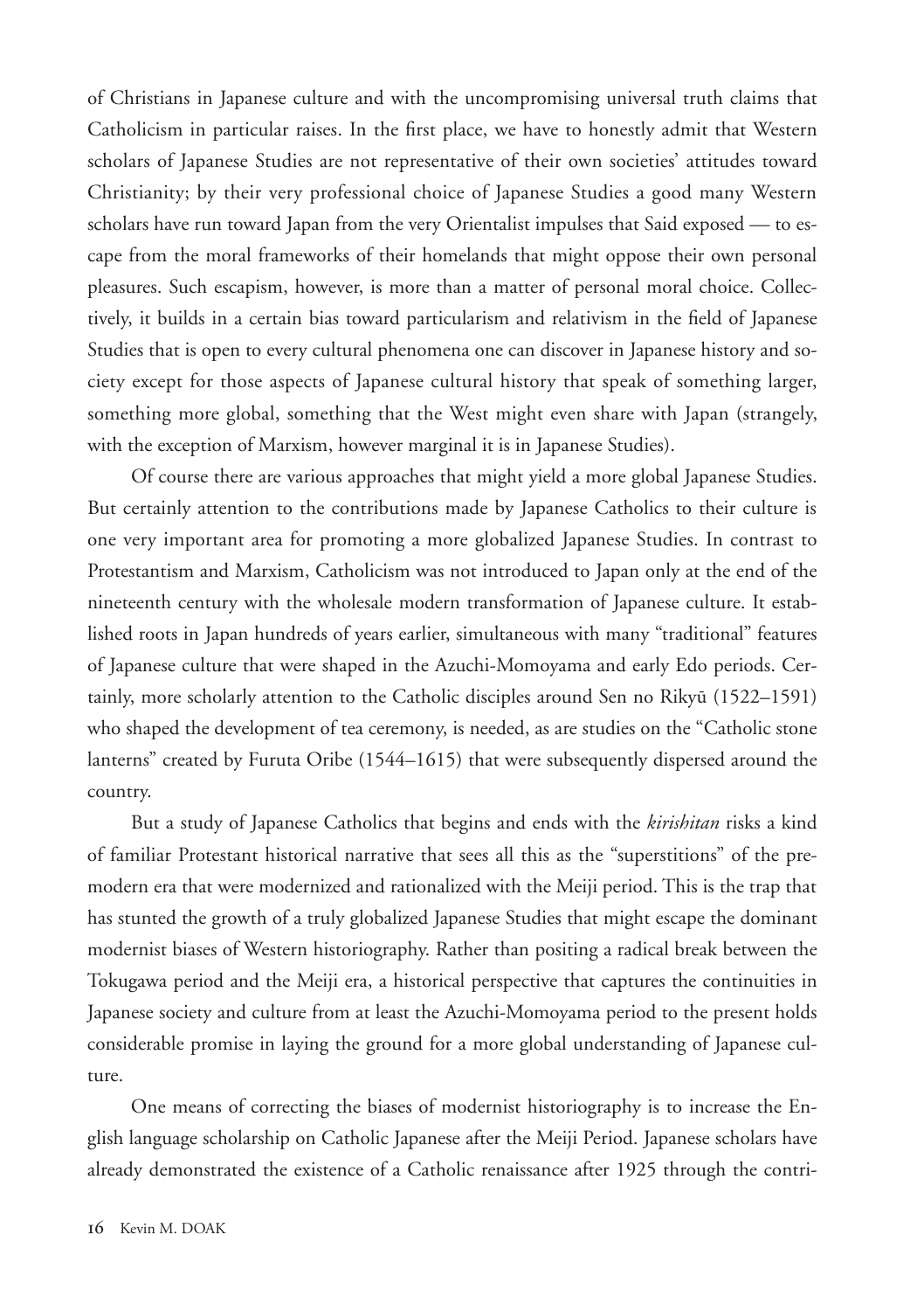of Christians in Japanese culture and with the uncompromising universal truth claims that Catholicism in particular raises. In the first place, we have to honestly admit that Western scholars of Japanese Studies are not representative of their own societies' attitudes toward Christianity; by their very professional choice of Japanese Studies a good many Western scholars have run toward Japan from the very Orientalist impulses that Said exposed — to escape from the moral frameworks of their homelands that might oppose their own personal pleasures. Such escapism, however, is more than a matter of personal moral choice. Collectively, it builds in a certain bias toward particularism and relativism in the field of Japanese Studies that is open to every cultural phenomena one can discover in Japanese history and society except for those aspects of Japanese cultural history that speak of something larger, something more global, something that the West might even share with Japan (strangely, with the exception of Marxism, however marginal it is in Japanese Studies).

Of course there are various approaches that might yield a more global Japanese Studies. But certainly attention to the contributions made by Japanese Catholics to their culture is one very important area for promoting a more globalized Japanese Studies. In contrast to Protestantism and Marxism, Catholicism was not introduced to Japan only at the end of the nineteenth century with the wholesale modern transformation of Japanese culture. It established roots in Japan hundreds of years earlier, simultaneous with many "traditional" features of Japanese culture that were shaped in the Azuchi-Momoyama and early Edo periods. Certainly, more scholarly attention to the Catholic disciples around Sen no Rikyū (1522–1591) who shaped the development of tea ceremony, is needed, as are studies on the "Catholic stone lanterns" created by Furuta Oribe (1544–1615) that were subsequently dispersed around the country.

But a study of Japanese Catholics that begins and ends with the *kirishitan* risks a kind of familiar Protestant historical narrative that sees all this as the "superstitions" of the premodern era that were modernized and rationalized with the Meiji period. This is the trap that has stunted the growth of a truly globalized Japanese Studies that might escape the dominant modernist biases of Western historiography. Rather than positing a radical break between the Tokugawa period and the Meiji era, a historical perspective that captures the continuities in Japanese society and culture from at least the Azuchi-Momoyama period to the present holds considerable promise in laying the ground for a more global understanding of Japanese culture.

One means of correcting the biases of modernist historiography is to increase the English language scholarship on Catholic Japanese after the Meiji Period. Japanese scholars have already demonstrated the existence of a Catholic renaissance after 1925 through the contri-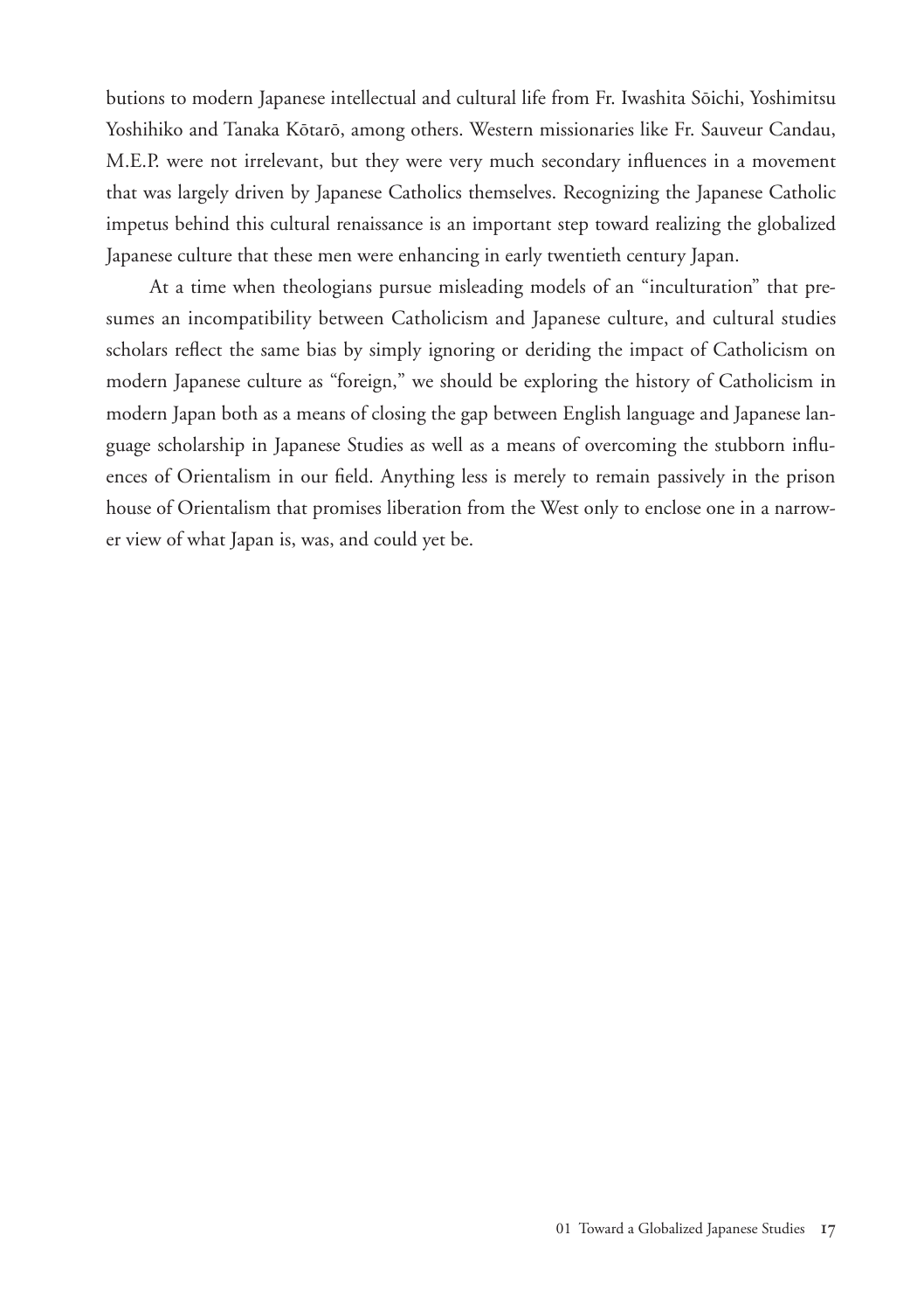butions to modern Japanese intellectual and cultural life from Fr. Iwashita Sōichi, Yoshimitsu Yoshihiko and Tanaka Kōtarō, among others. Western missionaries like Fr. Sauveur Candau, M.E.P. were not irrelevant, but they were very much secondary influences in a movement that was largely driven by Japanese Catholics themselves. Recognizing the Japanese Catholic impetus behind this cultural renaissance is an important step toward realizing the globalized Japanese culture that these men were enhancing in early twentieth century Japan.

At a time when theologians pursue misleading models of an "inculturation" that presumes an incompatibility between Catholicism and Japanese culture, and cultural studies scholars reflect the same bias by simply ignoring or deriding the impact of Catholicism on modern Japanese culture as "foreign," we should be exploring the history of Catholicism in modern Japan both as a means of closing the gap between English language and Japanese language scholarship in Japanese Studies as well as a means of overcoming the stubborn influences of Orientalism in our field. Anything less is merely to remain passively in the prison house of Orientalism that promises liberation from the West only to enclose one in a narrower view of what Japan is, was, and could yet be.